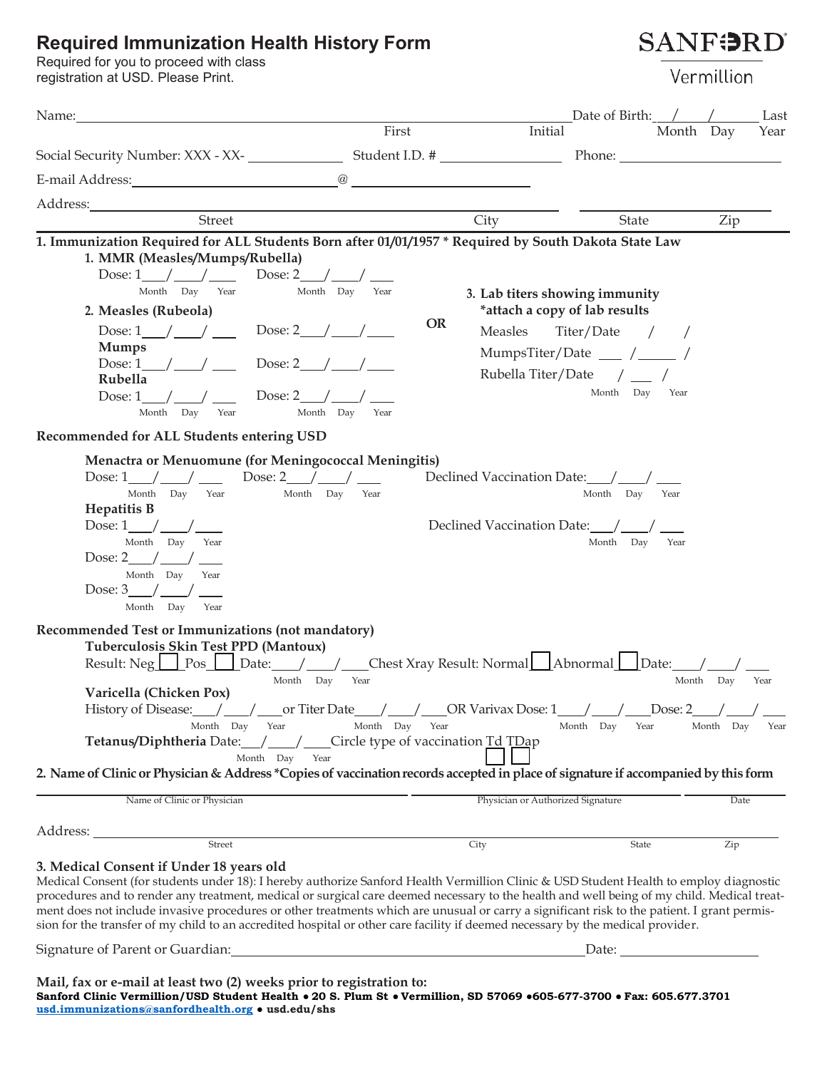# Required Immunization Health History Form

Required for you to proceed with class registration at USD. Please Print.

SANFORD
Vermillion

Name: ______________________________ First ______ Initial ______ Last    Date of Birth: ___/___/___ Month Day Year

Social Security Number: XXX - XX- __________ Student I.D. # __________ Phone: __________

E-mail Address: __________ @ __________

Address: __________ Street __________ City __________ State __________ Zip

**1. Immunization Required for ALL Students Born after 01/01/1957 * Required by South Dakota State Law**

**1. MMR (Measles/Mumps/Rubella)**

Dose: 1___/___/___ (Month Day Year)    Dose: 2___/___/___ (Month Day Year)

**2. Measles (Rubeola)**

Dose: 1___/___/___    Dose: 2___/___/___

**Mumps**

Dose: 1___/___/___    Dose: 2___/___/___

**Rubella**

Dose: 1___/___/___ (Month Day Year)    Dose: 2___/___/___ (Month Day Year)

**OR**

**3. Lab titers showing immunity**
***attach a copy of lab results**

Measles Titer/Date ___/___/___

MumpsTiter/Date ___/___/___

Rubella Titer/Date ___/___/___ (Month Day Year)

**Recommended for ALL Students entering USD**

**Menactra or Menuomune (for Meningococcal Meningitis)**

Dose: 1___/___/___ (Month Day Year)    Dose: 2___/___/___ (Month Day Year)    Declined Vaccination Date: ___/___/___ (Month Day Year)

**Hepatitis B**

Dose: 1___/___/___ (Month Day Year)    Declined Vaccination Date: ___/___/___ (Month Day Year)

Dose: 2___/___/___ (Month Day Year)

Dose: 3___/___/___ (Month Day Year)

**Recommended Test or Immunizations (not mandatory)**

**Tuberculosis Skin Test PPD (Mantoux)**

Result: Neg ☐ Pos ☐ Date: ___/___/___ (Month Day Year) Chest Xray Result: Normal ☐ Abnormal ☐ Date: ___/___/___ (Month Day Year)

**Varicella (Chicken Pox)**

History of Disease: ___/___/___ (Month Day Year) or Titer Date ___/___/___ (Month Day Year) OR Varivax Dose: 1___/___/___ (Month Day Year) Dose: 2___/___/___ (Month Day Year)

**Tetanus/Diphtheria** Date: ___/___/___ (Month Day Year) Circle type of vaccination Td ☐ TDap ☐

**2. Name of Clinic or Physician & Address *Copies of vaccination records accepted in place of signature if accompanied by this form**

__________ Name of Clinic or Physician    __________ Physician or Authorized Signature    __________ Date

Address: __________ Street __________ City __________ State __________ Zip

**3. Medical Consent if Under 18 years old**

Medical Consent (for students under 18): I hereby authorize Sanford Health Vermillion Clinic & USD Student Health to employ diagnostic procedures and to render any treatment, medical or surgical care deemed necessary to the health and well being of my child. Medical treatment does not include invasive procedures or other treatments which are unusual or carry a significant risk to the patient. I grant permission for the transfer of my child to an accredited hospital or other care facility if deemed necessary by the medical provider.

Signature of Parent or Guardian: ______________________________ Date: __________

**Mail, fax or e-mail at least two (2) weeks prior to registration to:**
**Sanford Clinic Vermillion/USD Student Health • 20 S. Plum St • Vermillion, SD 57069 •605-677-3700 • Fax: 605.677.3701**
**usd.immunizations@sanfordhealth.org • usd.edu/shs**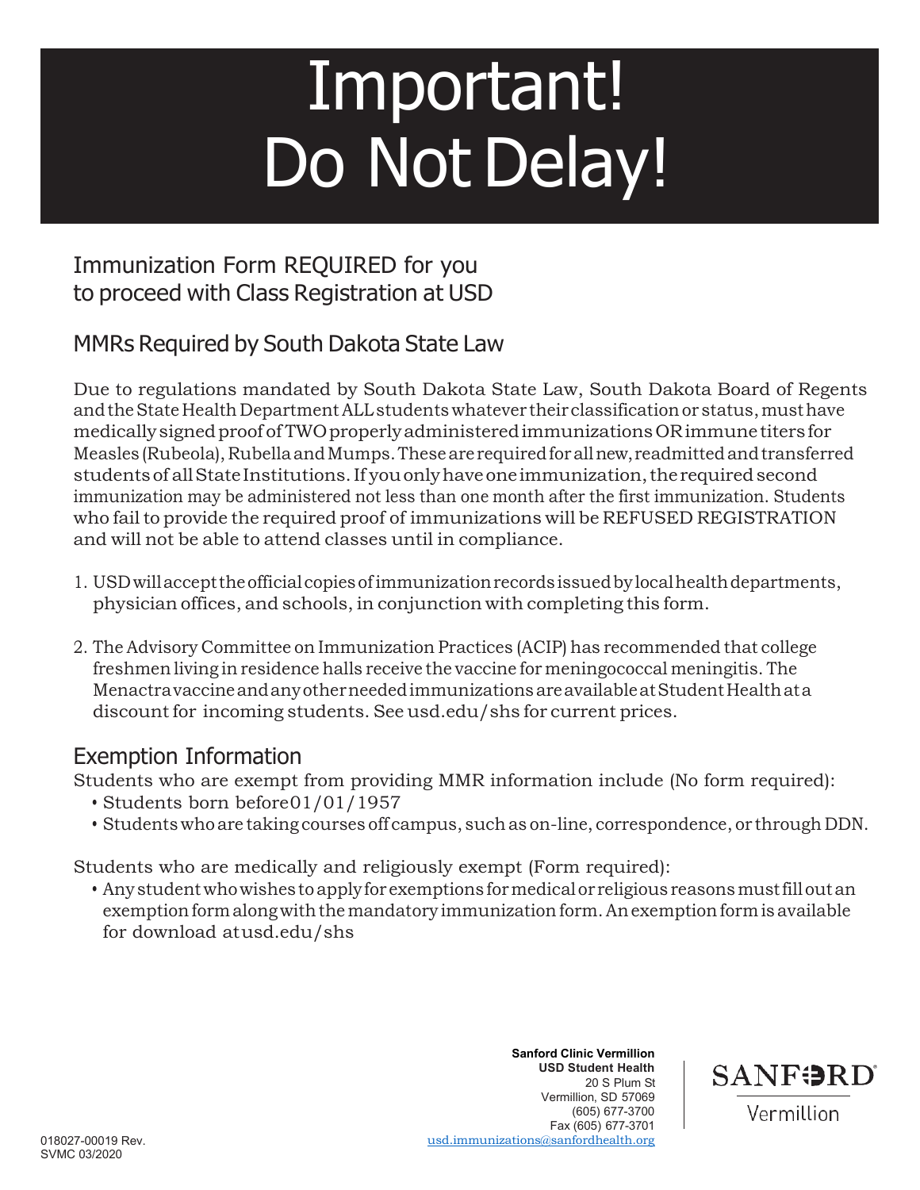# Important!
# Do Not Delay!

## Immunization Form REQUIRED for you to proceed with Class Registration at USD

## MMRs Required by South Dakota State Law

Due to regulations mandated by South Dakota State Law, South Dakota Board of Regents and the State Health Department ALL students whatever their classification or status, must have medically signed proof of TWO properly administered immunizations OR immune titers for Measles (Rubeola), Rubella and Mumps. These are required for all new, readmitted and transferred students of all State Institutions. If you only have one immunization, the required second immunization may be administered not less than one month after the first immunization. Students who fail to provide the required proof of immunizations will be REFUSED REGISTRATION and will not be able to attend classes until in compliance.

1. USD will accept the official copies of immunization records issued by local health departments, physician offices, and schools, in conjunction with completing this form.
2. The Advisory Committee on Immunization Practices (ACIP) has recommended that college freshmen living in residence halls receive the vaccine for meningococcal meningitis. The Menactra vaccine and any other needed immunizations are available at Student Health at a discount for incoming students. See usd.edu/shs for current prices.

## Exemption Information

Students who are exempt from providing MMR information include (No form required):

- Students born before 01/01/1957
- Students who are taking courses off campus, such as on-line, correspondence, or through DDN.

Students who are medically and religiously exempt (Form required):

- Any student who wishes to apply for exemptions for medical or religious reasons must fill out an exemption form along with the mandatory immunization form. An exemption form is available for download at usd.edu/shs

**Sanford Clinic Vermillion**
**USD Student Health**
20 S Plum St
Vermillion, SD 57069
(605) 677-3700
Fax (605) 677-3701
usd.immunizations@sanfordhealth.org

SANFORD
Vermillion

018027-00019 Rev. SVMC 03/2020